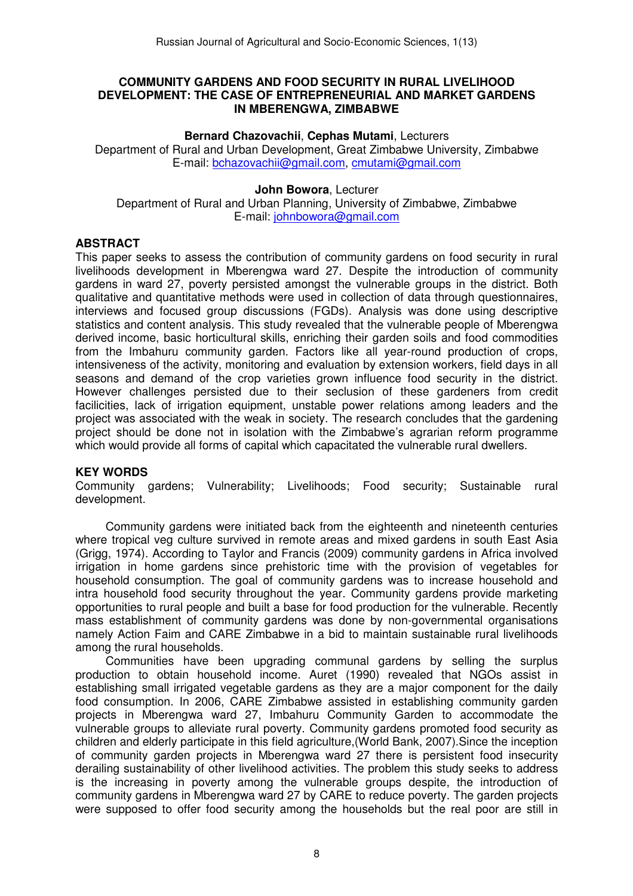# COMMUNITY GARDENS AND FOOD SECURITY IN RURAL LIVELIHOOD DEVELOPMENT: THE CASE OF ENTREPRENEURIAL AND MARKET GARDENS IN MBERENGWA, ZIMBABWE

**Bernard Chazovachii**, **Cephas Mutami**, Lecturers
Department of Rural and Urban Development, Great Zimbabwe University, Zimbabwe
E-mail: bchazovachii@gmail.com, cmutami@gmail.com

**John Bowora**, Lecturer
Department of Rural and Urban Planning, University of Zimbabwe, Zimbabwe
E-mail: johnbowora@gmail.com

## ABSTRACT

This paper seeks to assess the contribution of community gardens on food security in rural livelihoods development in Mberengwa ward 27. Despite the introduction of community gardens in ward 27, poverty persisted amongst the vulnerable groups in the district. Both qualitative and quantitative methods were used in collection of data through questionnaires, interviews and focused group discussions (FGDs). Analysis was done using descriptive statistics and content analysis. This study revealed that the vulnerable people of Mberengwa derived income, basic horticultural skills, enriching their garden soils and food commodities from the Imbahuru community garden. Factors like all year-round production of crops, intensiveness of the activity, monitoring and evaluation by extension workers, field days in all seasons and demand of the crop varieties grown influence food security in the district. However challenges persisted due to their seclusion of these gardeners from credit facilicities, lack of irrigation equipment, unstable power relations among leaders and the project was associated with the weak in society. The research concludes that the gardening project should be done not in isolation with the Zimbabwe's agrarian reform programme which would provide all forms of capital which capacitated the vulnerable rural dwellers.

## KEY WORDS

Community gardens; Vulnerability; Livelihoods; Food security; Sustainable rural development.

Community gardens were initiated back from the eighteenth and nineteenth centuries where tropical veg culture survived in remote areas and mixed gardens in south East Asia (Grigg, 1974). According to Taylor and Francis (2009) community gardens in Africa involved irrigation in home gardens since prehistoric time with the provision of vegetables for household consumption. The goal of community gardens was to increase household and intra household food security throughout the year. Community gardens provide marketing opportunities to rural people and built a base for food production for the vulnerable. Recently mass establishment of community gardens was done by non-governmental organisations namely Action Faim and CARE Zimbabwe in a bid to maintain sustainable rural livelihoods among the rural households.

Communities have been upgrading communal gardens by selling the surplus production to obtain household income. Auret (1990) revealed that NGOs assist in establishing small irrigated vegetable gardens as they are a major component for the daily food consumption. In 2006, CARE Zimbabwe assisted in establishing community garden projects in Mberengwa ward 27, Imbahuru Community Garden to accommodate the vulnerable groups to alleviate rural poverty. Community gardens promoted food security as children and elderly participate in this field agriculture,(World Bank, 2007).Since the inception of community garden projects in Mberengwa ward 27 there is persistent food insecurity derailing sustainability of other livelihood activities. The problem this study seeks to address is the increasing in poverty among the vulnerable groups despite, the introduction of community gardens in Mberengwa ward 27 by CARE to reduce poverty. The garden projects were supposed to offer food security among the households but the real poor are still in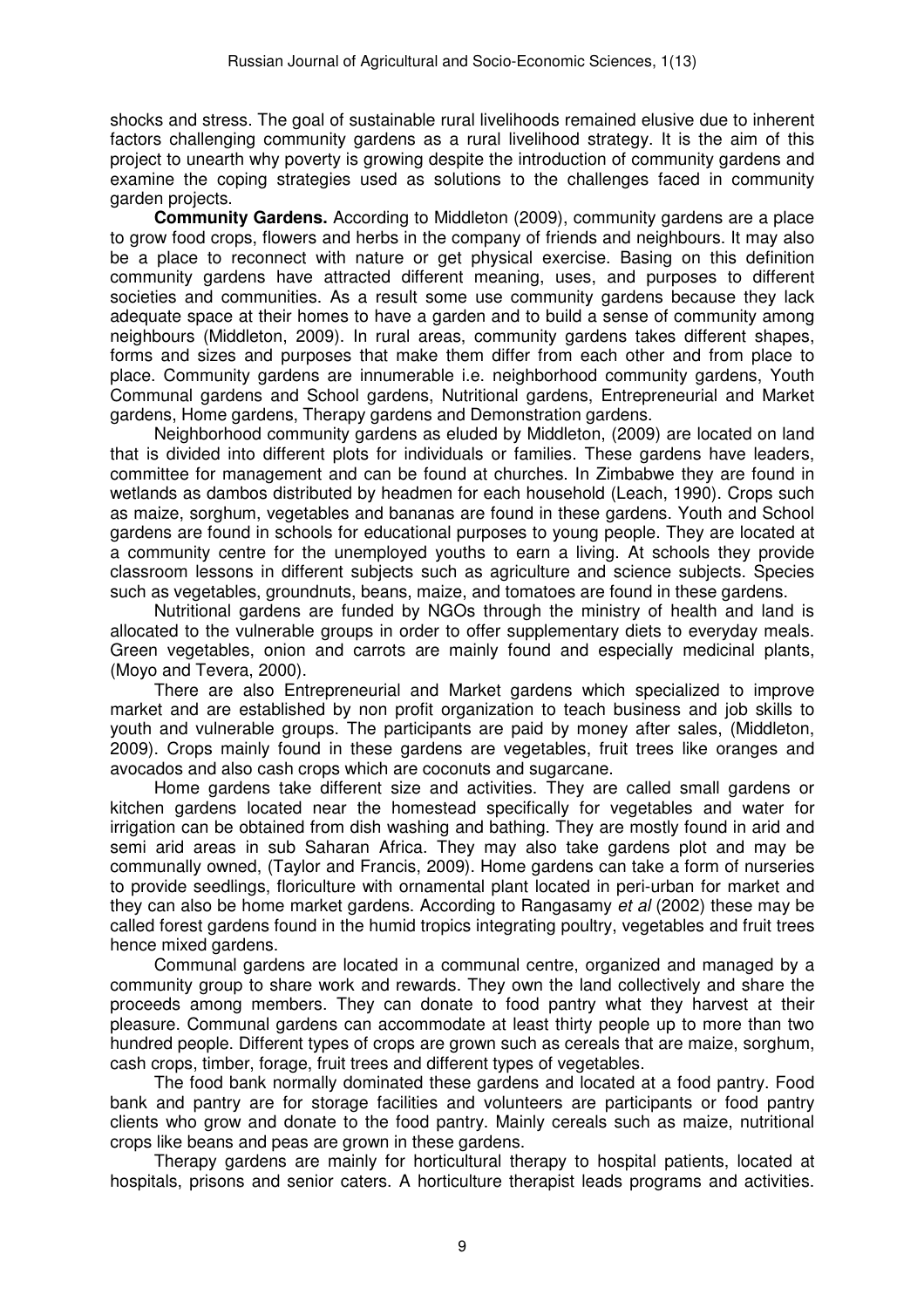shocks and stress. The goal of sustainable rural livelihoods remained elusive due to inherent factors challenging community gardens as a rural livelihood strategy. It is the aim of this project to unearth why poverty is growing despite the introduction of community gardens and examine the coping strategies used as solutions to the challenges faced in community garden projects.

**Community Gardens.** According to Middleton (2009), community gardens are a place to grow food crops, flowers and herbs in the company of friends and neighbours. It may also be a place to reconnect with nature or get physical exercise. Basing on this definition community gardens have attracted different meaning, uses, and purposes to different societies and communities. As a result some use community gardens because they lack adequate space at their homes to have a garden and to build a sense of community among neighbours (Middleton, 2009). In rural areas, community gardens takes different shapes, forms and sizes and purposes that make them differ from each other and from place to place. Community gardens are innumerable i.e. neighborhood community gardens, Youth Communal gardens and School gardens, Nutritional gardens, Entrepreneurial and Market gardens, Home gardens, Therapy gardens and Demonstration gardens.

Neighborhood community gardens as eluded by Middleton, (2009) are located on land that is divided into different plots for individuals or families. These gardens have leaders, committee for management and can be found at churches. In Zimbabwe they are found in wetlands as dambos distributed by headmen for each household (Leach, 1990). Crops such as maize, sorghum, vegetables and bananas are found in these gardens. Youth and School gardens are found in schools for educational purposes to young people. They are located at a community centre for the unemployed youths to earn a living. At schools they provide classroom lessons in different subjects such as agriculture and science subjects. Species such as vegetables, groundnuts, beans, maize, and tomatoes are found in these gardens.

Nutritional gardens are funded by NGOs through the ministry of health and land is allocated to the vulnerable groups in order to offer supplementary diets to everyday meals. Green vegetables, onion and carrots are mainly found and especially medicinal plants, (Moyo and Tevera, 2000).

There are also Entrepreneurial and Market gardens which specialized to improve market and are established by non profit organization to teach business and job skills to youth and vulnerable groups. The participants are paid by money after sales, (Middleton, 2009). Crops mainly found in these gardens are vegetables, fruit trees like oranges and avocados and also cash crops which are coconuts and sugarcane.

Home gardens take different size and activities. They are called small gardens or kitchen gardens located near the homestead specifically for vegetables and water for irrigation can be obtained from dish washing and bathing. They are mostly found in arid and semi arid areas in sub Saharan Africa. They may also take gardens plot and may be communally owned, (Taylor and Francis, 2009). Home gardens can take a form of nurseries to provide seedlings, floriculture with ornamental plant located in peri-urban for market and they can also be home market gardens. According to Rangasamy *et al* (2002) these may be called forest gardens found in the humid tropics integrating poultry, vegetables and fruit trees hence mixed gardens.

Communal gardens are located in a communal centre, organized and managed by a community group to share work and rewards. They own the land collectively and share the proceeds among members. They can donate to food pantry what they harvest at their pleasure. Communal gardens can accommodate at least thirty people up to more than two hundred people. Different types of crops are grown such as cereals that are maize, sorghum, cash crops, timber, forage, fruit trees and different types of vegetables.

The food bank normally dominated these gardens and located at a food pantry. Food bank and pantry are for storage facilities and volunteers are participants or food pantry clients who grow and donate to the food pantry. Mainly cereals such as maize, nutritional crops like beans and peas are grown in these gardens.

Therapy gardens are mainly for horticultural therapy to hospital patients, located at hospitals, prisons and senior caters. A horticulture therapist leads programs and activities.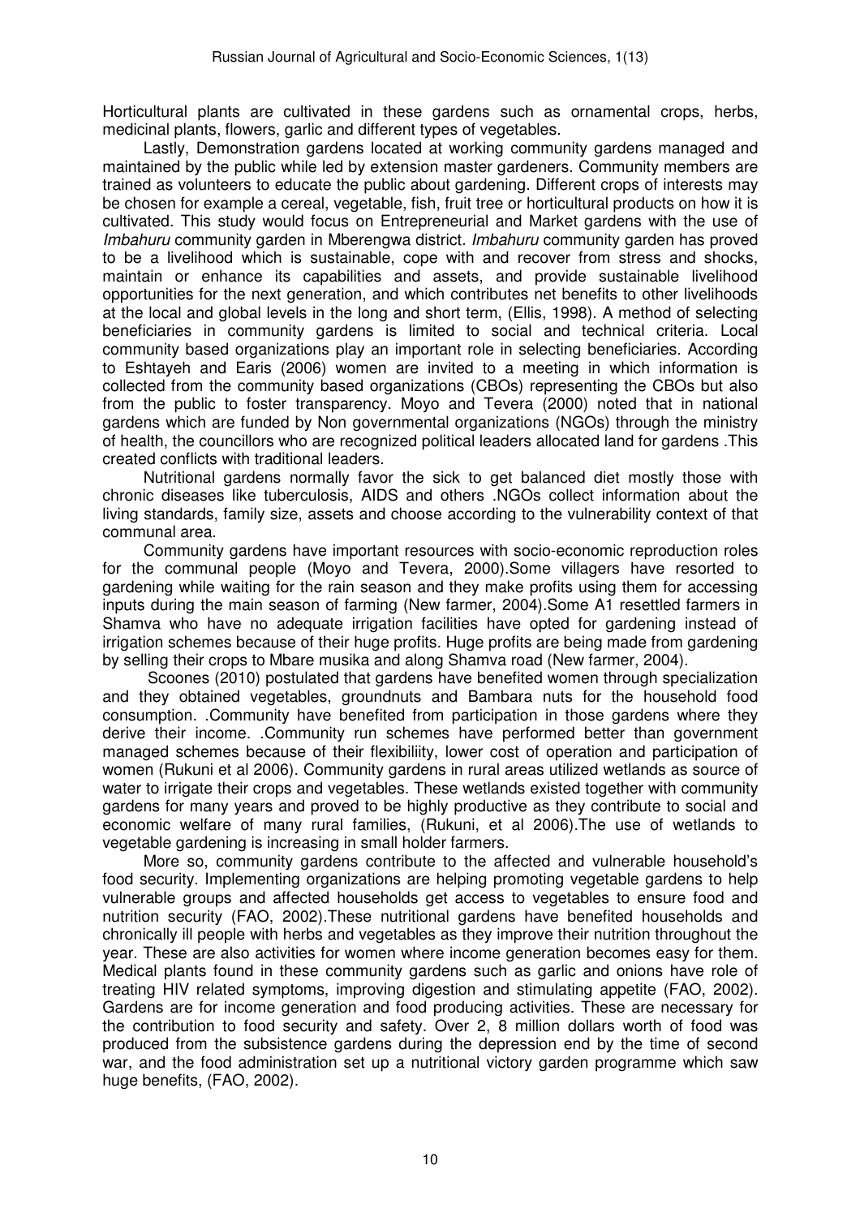Horticultural plants are cultivated in these gardens such as ornamental crops, herbs, medicinal plants, flowers, garlic and different types of vegetables.

Lastly, Demonstration gardens located at working community gardens managed and maintained by the public while led by extension master gardeners. Community members are trained as volunteers to educate the public about gardening. Different crops of interests may be chosen for example a cereal, vegetable, fish, fruit tree or horticultural products on how it is cultivated. This study would focus on Entrepreneurial and Market gardens with the use of *Imbahuru* community garden in Mberengwa district. *Imbahuru* community garden has proved to be a livelihood which is sustainable, cope with and recover from stress and shocks, maintain or enhance its capabilities and assets, and provide sustainable livelihood opportunities for the next generation, and which contributes net benefits to other livelihoods at the local and global levels in the long and short term, (Ellis, 1998). A method of selecting beneficiaries in community gardens is limited to social and technical criteria. Local community based organizations play an important role in selecting beneficiaries. According to Eshtayeh and Earis (2006) women are invited to a meeting in which information is collected from the community based organizations (CBOs) representing the CBOs but also from the public to foster transparency. Moyo and Tevera (2000) noted that in national gardens which are funded by Non governmental organizations (NGOs) through the ministry of health, the councillors who are recognized political leaders allocated land for gardens .This created conflicts with traditional leaders.

Nutritional gardens normally favor the sick to get balanced diet mostly those with chronic diseases like tuberculosis, AIDS and others .NGOs collect information about the living standards, family size, assets and choose according to the vulnerability context of that communal area.

Community gardens have important resources with socio-economic reproduction roles for the communal people (Moyo and Tevera, 2000).Some villagers have resorted to gardening while waiting for the rain season and they make profits using them for accessing inputs during the main season of farming (New farmer, 2004).Some A1 resettled farmers in Shamva who have no adequate irrigation facilities have opted for gardening instead of irrigation schemes because of their huge profits. Huge profits are being made from gardening by selling their crops to Mbare musika and along Shamva road (New farmer, 2004).

Scoones (2010) postulated that gardens have benefited women through specialization and they obtained vegetables, groundnuts and Bambara nuts for the household food consumption. .Community have benefited from participation in those gardens where they derive their income. .Community run schemes have performed better than government managed schemes because of their flexibiliity, lower cost of operation and participation of women (Rukuni et al 2006). Community gardens in rural areas utilized wetlands as source of water to irrigate their crops and vegetables. These wetlands existed together with community gardens for many years and proved to be highly productive as they contribute to social and economic welfare of many rural families, (Rukuni, et al 2006).The use of wetlands to vegetable gardening is increasing in small holder farmers.

More so, community gardens contribute to the affected and vulnerable household's food security. Implementing organizations are helping promoting vegetable gardens to help vulnerable groups and affected households get access to vegetables to ensure food and nutrition security (FAO, 2002).These nutritional gardens have benefited households and chronically ill people with herbs and vegetables as they improve their nutrition throughout the year. These are also activities for women where income generation becomes easy for them. Medical plants found in these community gardens such as garlic and onions have role of treating HIV related symptoms, improving digestion and stimulating appetite (FAO, 2002). Gardens are for income generation and food producing activities. These are necessary for the contribution to food security and safety. Over 2, 8 million dollars worth of food was produced from the subsistence gardens during the depression end by the time of second war, and the food administration set up a nutritional victory garden programme which saw huge benefits, (FAO, 2002).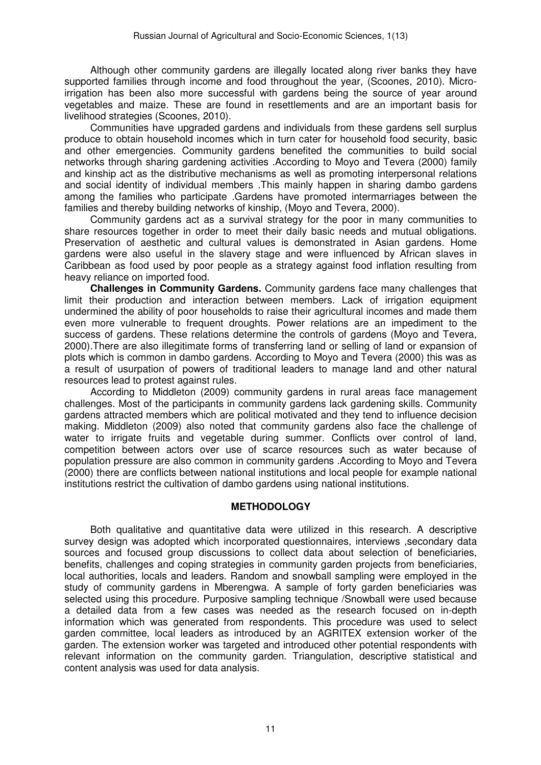Although other community gardens are illegally located along river banks they have supported families through income and food throughout the year, (Scoones, 2010). Micro-irrigation has been also more successful with gardens being the source of year around vegetables and maize. These are found in resettlements and are an important basis for livelihood strategies (Scoones, 2010).

Communities have upgraded gardens and individuals from these gardens sell surplus produce to obtain household incomes which in turn cater for household food security, basic and other emergencies. Community gardens benefited the communities to build social networks through sharing gardening activities .According to Moyo and Tevera (2000) family and kinship act as the distributive mechanisms as well as promoting interpersonal relations and social identity of individual members .This mainly happen in sharing dambo gardens among the families who participate .Gardens have promoted intermarriages between the families and thereby building networks of kinship, (Moyo and Tevera, 2000).

Community gardens act as a survival strategy for the poor in many communities to share resources together in order to meet their daily basic needs and mutual obligations. Preservation of aesthetic and cultural values is demonstrated in Asian gardens. Home gardens were also useful in the slavery stage and were influenced by African slaves in Caribbean as food used by poor people as a strategy against food inflation resulting from heavy reliance on imported food.

**Challenges in Community Gardens.** Community gardens face many challenges that limit their production and interaction between members. Lack of irrigation equipment undermined the ability of poor households to raise their agricultural incomes and made them even more vulnerable to frequent droughts. Power relations are an impediment to the success of gardens. These relations determine the controls of gardens (Moyo and Tevera, 2000).There are also illegitimate forms of transferring land or selling of land or expansion of plots which is common in dambo gardens. According to Moyo and Tevera (2000) this was as a result of usurpation of powers of traditional leaders to manage land and other natural resources lead to protest against rules.

According to Middleton (2009) community gardens in rural areas face management challenges. Most of the participants in community gardens lack gardening skills. Community gardens attracted members which are political motivated and they tend to influence decision making. Middleton (2009) also noted that community gardens also face the challenge of water to irrigate fruits and vegetable during summer. Conflicts over control of land, competition between actors over use of scarce resources such as water because of population pressure are also common in community gardens .According to Moyo and Tevera (2000) there are conflicts between national institutions and local people for example national institutions restrict the cultivation of dambo gardens using national institutions.

## METHODOLOGY

Both qualitative and quantitative data were utilized in this research. A descriptive survey design was adopted which incorporated questionnaires, interviews ,secondary data sources and focused group discussions to collect data about selection of beneficiaries, benefits, challenges and coping strategies in community garden projects from beneficiaries, local authorities, locals and leaders. Random and snowball sampling were employed in the study of community gardens in Mberengwa. A sample of forty garden beneficiaries was selected using this procedure. Purposive sampling technique /Snowball were used because a detailed data from a few cases was needed as the research focused on in-depth information which was generated from respondents. This procedure was used to select garden committee, local leaders as introduced by an AGRITEX extension worker of the garden. The extension worker was targeted and introduced other potential respondents with relevant information on the community garden. Triangulation, descriptive statistical and content analysis was used for data analysis.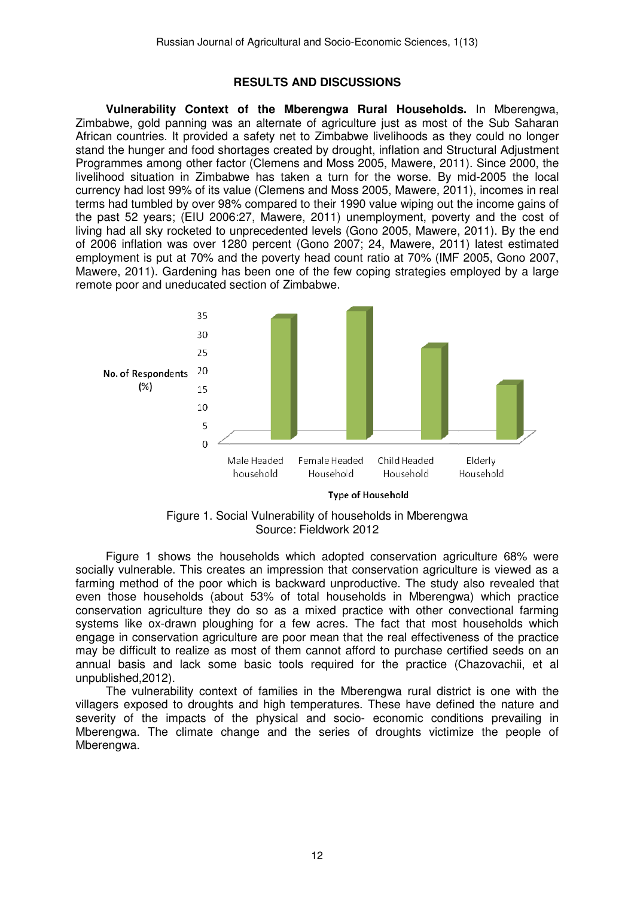## RESULTS AND DISCUSSIONS

**Vulnerability Context of the Mberengwa Rural Households.** In Mberengwa, Zimbabwe, gold panning was an alternate of agriculture just as most of the Sub Saharan African countries. It provided a safety net to Zimbabwe livelihoods as they could no longer stand the hunger and food shortages created by drought, inflation and Structural Adjustment Programmes among other factor (Clemens and Moss 2005, Mawere, 2011). Since 2000, the livelihood situation in Zimbabwe has taken a turn for the worse. By mid-2005 the local currency had lost 99% of its value (Clemens and Moss 2005, Mawere, 2011), incomes in real terms had tumbled by over 98% compared to their 1990 value wiping out the income gains of the past 52 years; (EIU 2006:27, Mawere, 2011) unemployment, poverty and the cost of living had all sky rocketed to unprecedented levels (Gono 2005, Mawere, 2011). By the end of 2006 inflation was over 1280 percent (Gono 2007; 24, Mawere, 2011) latest estimated employment is put at 70% and the poverty head count ratio at 70% (IMF 2005, Gono 2007, Mawere, 2011). Gardening has been one of the few coping strategies employed by a large remote poor and uneducated section of Zimbabwe.

Figure 1. Social Vulnerability of households in Mberengwa
Source: Fieldwork 2012

Figure 1 shows the households which adopted conservation agriculture 68% were socially vulnerable. This creates an impression that conservation agriculture is viewed as a farming method of the poor which is backward unproductive. The study also revealed that even those households (about 53% of total households in Mberengwa) which practice conservation agriculture they do so as a mixed practice with other convectional farming systems like ox-drawn ploughing for a few acres. The fact that most households which engage in conservation agriculture are poor mean that the real effectiveness of the practice may be difficult to realize as most of them cannot afford to purchase certified seeds on an annual basis and lack some basic tools required for the practice (Chazovachii, et al unpublished,2012).

The vulnerability context of families in the Mberengwa rural district is one with the villagers exposed to droughts and high temperatures. These have defined the nature and severity of the impacts of the physical and socio- economic conditions prevailing in Mberengwa. The climate change and the series of droughts victimize the people of Mberengwa.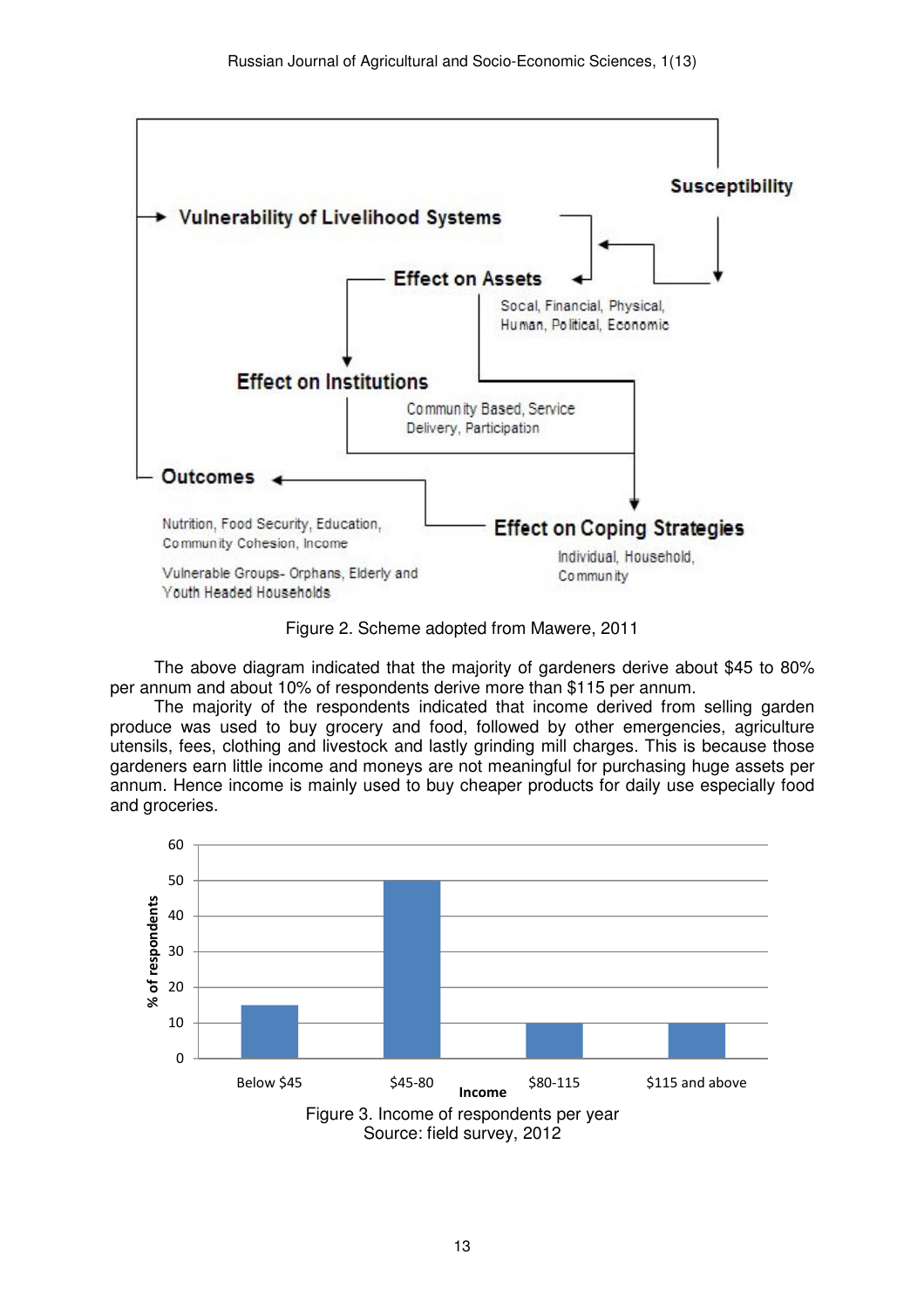Figure 2. Scheme adopted from Mawere, 2011

The above diagram indicated that the majority of gardeners derive about $45 to 80% per annum and about 10% of respondents derive more than $115 per annum.

The majority of the respondents indicated that income derived from selling garden produce was used to buy grocery and food, followed by other emergencies, agriculture utensils, fees, clothing and livestock and lastly grinding mill charges. This is because those gardeners earn little income and moneys are not meaningful for purchasing huge assets per annum. Hence income is mainly used to buy cheaper products for daily use especially food and groceries.

Figure 3. Income of respondents per year
Source: field survey, 2012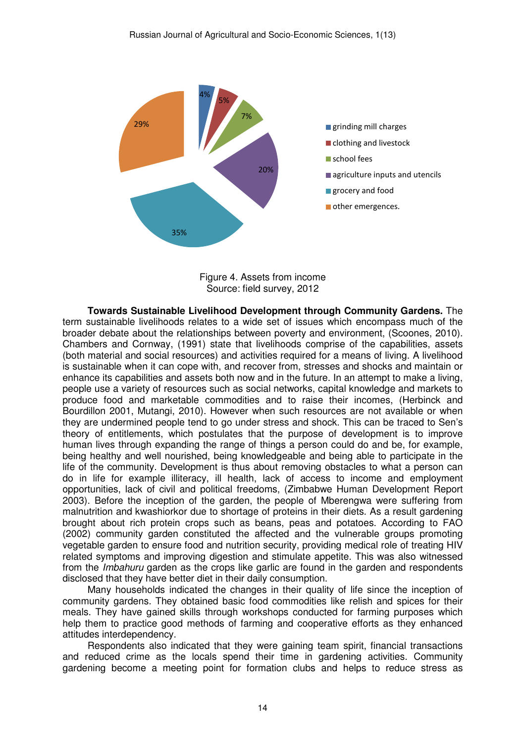4%
5%
7%
20%
35%
29%

grinding mill charges
clothing and livestock
school fees
agriculture inputs and utencils
grocery and food
other emergences.

Figure 4. Assets from income
Source: field survey, 2012

**Towards Sustainable Livelihood Development through Community Gardens.** The term sustainable livelihoods relates to a wide set of issues which encompass much of the broader debate about the relationships between poverty and environment, (Scoones, 2010). Chambers and Cornway, (1991) state that livelihoods comprise of the capabilities, assets (both material and social resources) and activities required for a means of living. A livelihood is sustainable when it can cope with, and recover from, stresses and shocks and maintain or enhance its capabilities and assets both now and in the future. In an attempt to make a living, people use a variety of resources such as social networks, capital knowledge and markets to produce food and marketable commodities and to raise their incomes, (Herbinck and Bourdillon 2001, Mutangi, 2010). However when such resources are not available or when they are undermined people tend to go under stress and shock. This can be traced to Sen's theory of entitlements, which postulates that the purpose of development is to improve human lives through expanding the range of things a person could do and be, for example, being healthy and well nourished, being knowledgeable and being able to participate in the life of the community. Development is thus about removing obstacles to what a person can do in life for example illiteracy, ill health, lack of access to income and employment opportunities, lack of civil and political freedoms, (Zimbabwe Human Development Report 2003). Before the inception of the garden, the people of Mberengwa were suffering from malnutrition and kwashiorkor due to shortage of proteins in their diets. As a result gardening brought about rich protein crops such as beans, peas and potatoes. According to FAO (2002) community garden constituted the affected and the vulnerable groups promoting vegetable garden to ensure food and nutrition security, providing medical role of treating HIV related symptoms and improving digestion and stimulate appetite. This was also witnessed from the *Imbahuru* garden as the crops like garlic are found in the garden and respondents disclosed that they have better diet in their daily consumption.

Many households indicated the changes in their quality of life since the inception of community gardens. They obtained basic food commodities like relish and spices for their meals. They have gained skills through workshops conducted for farming purposes which help them to practice good methods of farming and cooperative efforts as they enhanced attitudes interdependency.

Respondents also indicated that they were gaining team spirit, financial transactions and reduced crime as the locals spend their time in gardening activities. Community gardening become a meeting point for formation clubs and helps to reduce stress as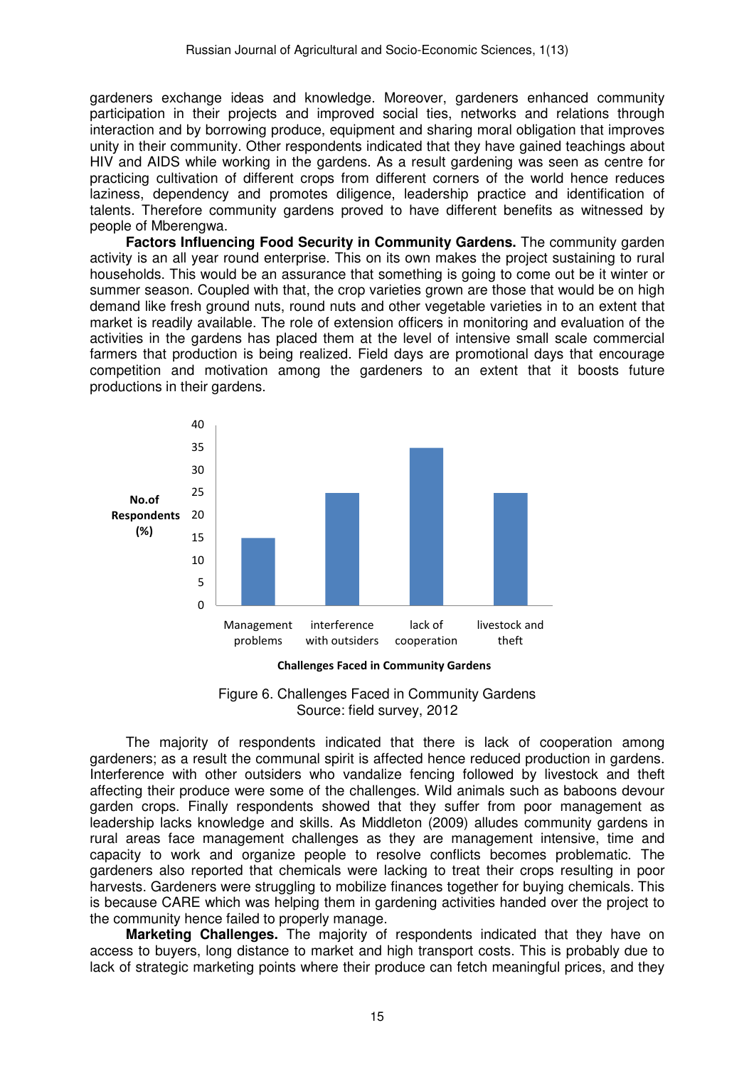gardeners exchange ideas and knowledge. Moreover, gardeners enhanced community participation in their projects and improved social ties, networks and relations through interaction and by borrowing produce, equipment and sharing moral obligation that improves unity in their community. Other respondents indicated that they have gained teachings about HIV and AIDS while working in the gardens. As a result gardening was seen as centre for practicing cultivation of different crops from different corners of the world hence reduces laziness, dependency and promotes diligence, leadership practice and identification of talents. Therefore community gardens proved to have different benefits as witnessed by people of Mberengwa.

**Factors Influencing Food Security in Community Gardens.** The community garden activity is an all year round enterprise. This on its own makes the project sustaining to rural households. This would be an assurance that something is going to come out be it winter or summer season. Coupled with that, the crop varieties grown are those that would be on high demand like fresh ground nuts, round nuts and other vegetable varieties in to an extent that market is readily available. The role of extension officers in monitoring and evaluation of the activities in the gardens has placed them at the level of intensive small scale commercial farmers that production is being realized. Field days are promotional days that encourage competition and motivation among the gardeners to an extent that it boosts future productions in their gardens.

No.of Respondents (%)

40
35
30
25
20
15
10
5
0

Management problems
interference with outsiders
lack of cooperation
livestock and theft

Challenges Faced in Community Gardens

Figure 6. Challenges Faced in Community Gardens
Source: field survey, 2012

The majority of respondents indicated that there is lack of cooperation among gardeners; as a result the communal spirit is affected hence reduced production in gardens. Interference with other outsiders who vandalize fencing followed by livestock and theft affecting their produce were some of the challenges. Wild animals such as baboons devour garden crops. Finally respondents showed that they suffer from poor management as leadership lacks knowledge and skills. As Middleton (2009) alludes community gardens in rural areas face management challenges as they are management intensive, time and capacity to work and organize people to resolve conflicts becomes problematic. The gardeners also reported that chemicals were lacking to treat their crops resulting in poor harvests. Gardeners were struggling to mobilize finances together for buying chemicals. This is because CARE which was helping them in gardening activities handed over the project to the community hence failed to properly manage.

**Marketing Challenges.** The majority of respondents indicated that they have on access to buyers, long distance to market and high transport costs. This is probably due to lack of strategic marketing points where their produce can fetch meaningful prices, and they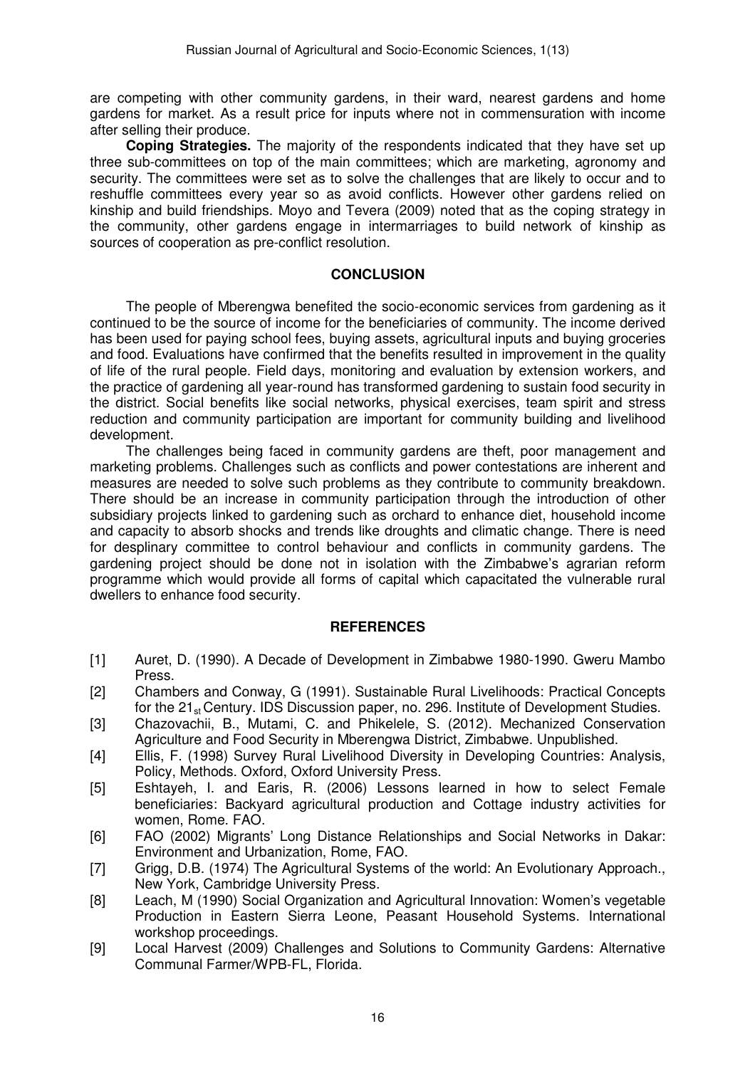are competing with other community gardens, in their ward, nearest gardens and home gardens for market. As a result price for inputs where not in commensuration with income after selling their produce.

**Coping Strategies.** The majority of the respondents indicated that they have set up three sub-committees on top of the main committees; which are marketing, agronomy and security. The committees were set as to solve the challenges that are likely to occur and to reshuffle committees every year so as avoid conflicts. However other gardens relied on kinship and build friendships. Moyo and Tevera (2009) noted that as the coping strategy in the community, other gardens engage in intermarriages to build network of kinship as sources of cooperation as pre-conflict resolution.

## CONCLUSION

The people of Mberengwa benefited the socio-economic services from gardening as it continued to be the source of income for the beneficiaries of community. The income derived has been used for paying school fees, buying assets, agricultural inputs and buying groceries and food. Evaluations have confirmed that the benefits resulted in improvement in the quality of life of the rural people. Field days, monitoring and evaluation by extension workers, and the practice of gardening all year-round has transformed gardening to sustain food security in the district. Social benefits like social networks, physical exercises, team spirit and stress reduction and community participation are important for community building and livelihood development.

The challenges being faced in community gardens are theft, poor management and marketing problems. Challenges such as conflicts and power contestations are inherent and measures are needed to solve such problems as they contribute to community breakdown. There should be an increase in community participation through the introduction of other subsidiary projects linked to gardening such as orchard to enhance diet, household income and capacity to absorb shocks and trends like droughts and climatic change. There is need for desplinary committee to control behaviour and conflicts in community gardens. The gardening project should be done not in isolation with the Zimbabwe's agrarian reform programme which would provide all forms of capital which capacitated the vulnerable rural dwellers to enhance food security.

## REFERENCES

[1] Auret, D. (1990). A Decade of Development in Zimbabwe 1980-1990. Gweru Mambo Press.

[2] Chambers and Conway, G (1991). Sustainable Rural Livelihoods: Practical Concepts for the 21st Century. IDS Discussion paper, no. 296. Institute of Development Studies.

[3] Chazovachii, B., Mutami, C. and Phikelele, S. (2012). Mechanized Conservation Agriculture and Food Security in Mberengwa District, Zimbabwe. Unpublished.

[4] Ellis, F. (1998) Survey Rural Livelihood Diversity in Developing Countries: Analysis, Policy, Methods. Oxford, Oxford University Press.

[5] Eshtayeh, I. and Earis, R. (2006) Lessons learned in how to select Female beneficiaries: Backyard agricultural production and Cottage industry activities for women, Rome. FAO.

[6] FAO (2002) Migrants' Long Distance Relationships and Social Networks in Dakar: Environment and Urbanization, Rome, FAO.

[7] Grigg, D.B. (1974) The Agricultural Systems of the world: An Evolutionary Approach., New York, Cambridge University Press.

[8] Leach, M (1990) Social Organization and Agricultural Innovation: Women's vegetable Production in Eastern Sierra Leone, Peasant Household Systems. International workshop proceedings.

[9] Local Harvest (2009) Challenges and Solutions to Community Gardens: Alternative Communal Farmer/WPB-FL, Florida.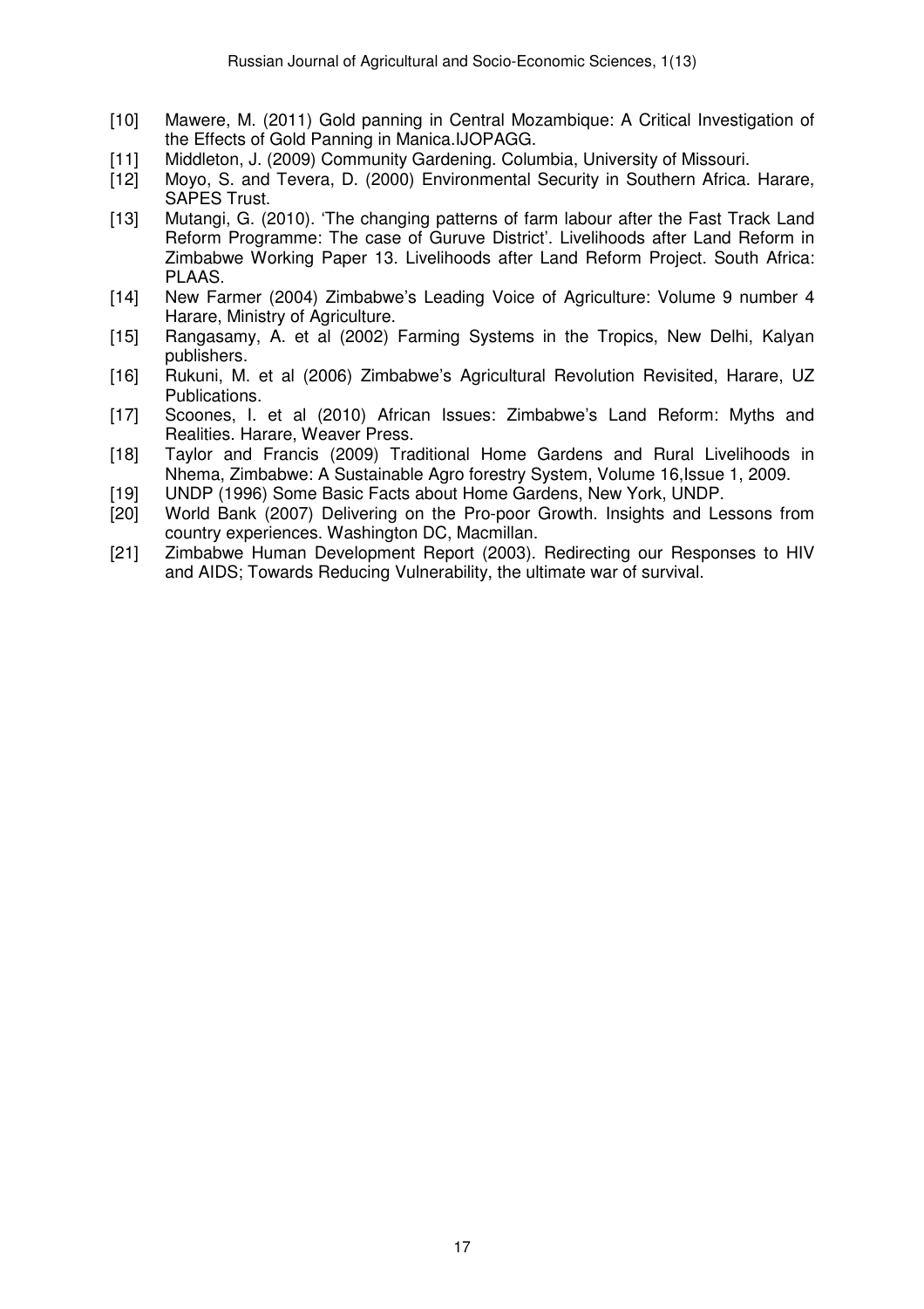[10] Mawere, M. (2011) Gold panning in Central Mozambique: A Critical Investigation of the Effects of Gold Panning in Manica.IJOPAGG.

[11] Middleton, J. (2009) Community Gardening. Columbia, University of Missouri.

[12] Moyo, S. and Tevera, D. (2000) Environmental Security in Southern Africa. Harare, SAPES Trust.

[13] Mutangi, G. (2010). 'The changing patterns of farm labour after the Fast Track Land Reform Programme: The case of Guruve District'. Livelihoods after Land Reform in Zimbabwe Working Paper 13. Livelihoods after Land Reform Project. South Africa: PLAAS.

[14] New Farmer (2004) Zimbabwe's Leading Voice of Agriculture: Volume 9 number 4 Harare, Ministry of Agriculture.

[15] Rangasamy, A. et al (2002) Farming Systems in the Tropics, New Delhi, Kalyan publishers.

[16] Rukuni, M. et al (2006) Zimbabwe's Agricultural Revolution Revisited, Harare, UZ Publications.

[17] Scoones, I. et al (2010) African Issues: Zimbabwe's Land Reform: Myths and Realities. Harare, Weaver Press.

[18] Taylor and Francis (2009) Traditional Home Gardens and Rural Livelihoods in Nhema, Zimbabwe: A Sustainable Agro forestry System, Volume 16,Issue 1, 2009.

[19] UNDP (1996) Some Basic Facts about Home Gardens, New York, UNDP.

[20] World Bank (2007) Delivering on the Pro-poor Growth. Insights and Lessons from country experiences. Washington DC, Macmillan.

[21] Zimbabwe Human Development Report (2003). Redirecting our Responses to HIV and AIDS; Towards Reducing Vulnerability, the ultimate war of survival.